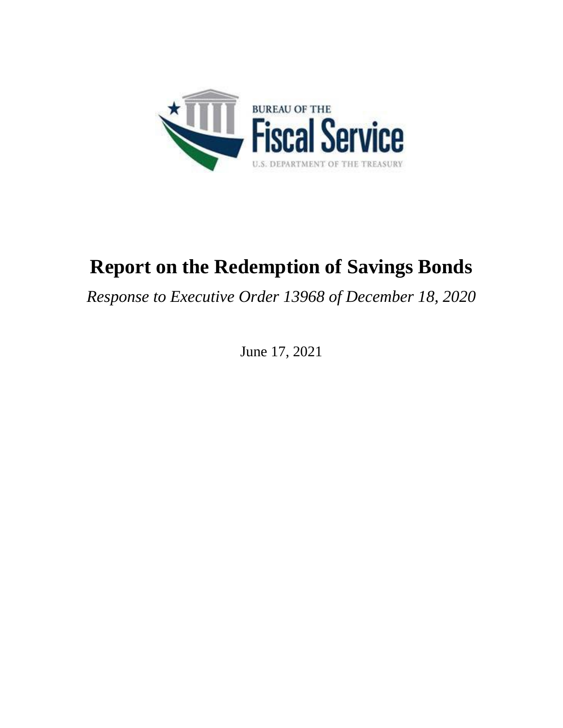BUREAU OF THE

Fiscal Service

U.S. DEPARTMENT OF THE TREASURY

# Report on the Redemption of Savings Bonds

*Response to Executive Order 13968 of December 18, 2020*

June 17, 2021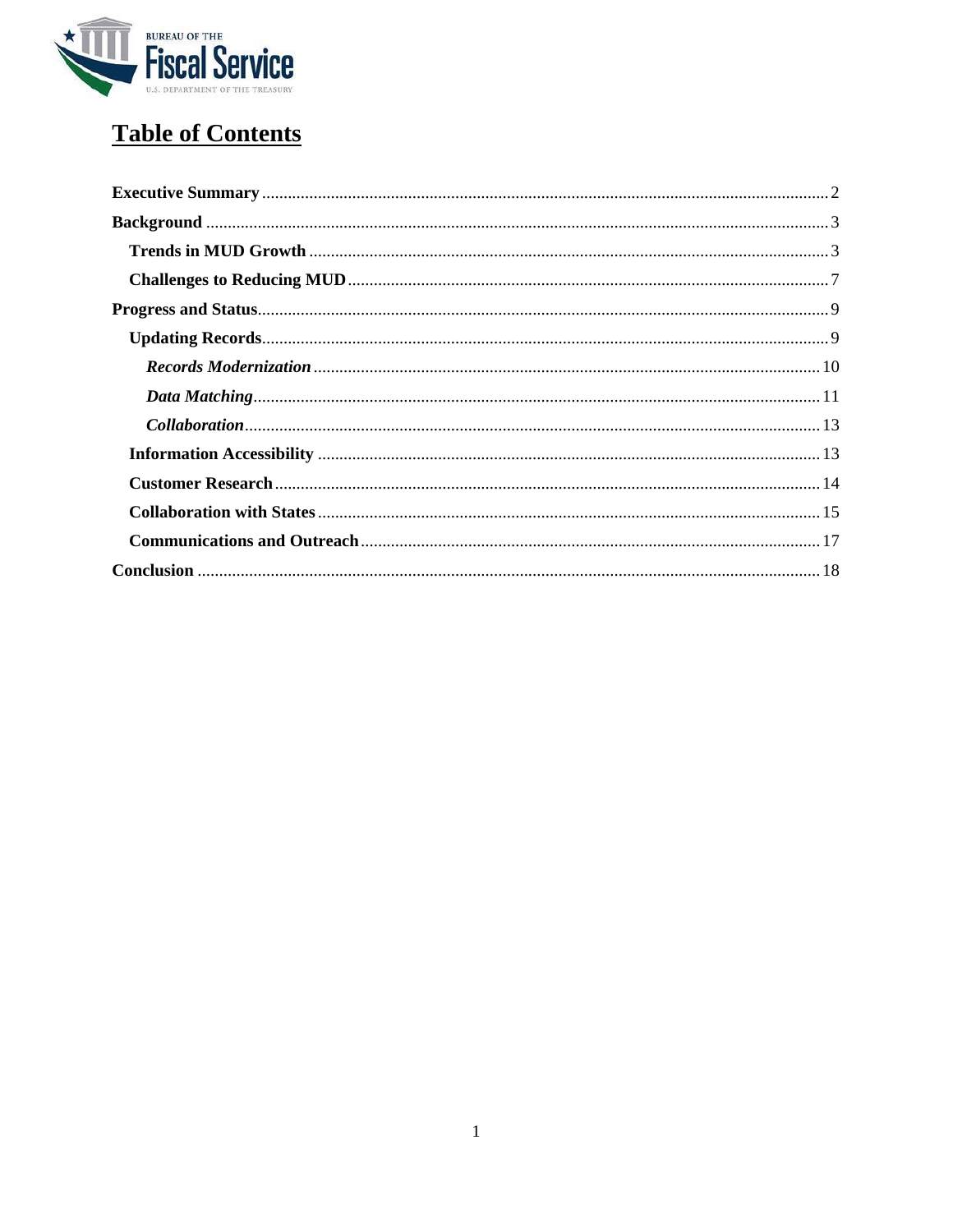## Table of Contents

- **Executive Summary** .......... 2
- **Background** .......... 3
  - **Trends in MUD Growth** .......... 3
  - **Challenges to Reducing MUD** .......... 7
- **Progress and Status** .......... 9
  - **Updating Records** .......... 9
    - ***Records Modernization*** .......... 10
    - ***Data Matching*** .......... 11
    - ***Collaboration*** .......... 13
  - **Information Accessibility** .......... 13
  - **Customer Research** .......... 14
  - **Collaboration with States** .......... 15
  - **Communications and Outreach** .......... 17
- **Conclusion** .......... 18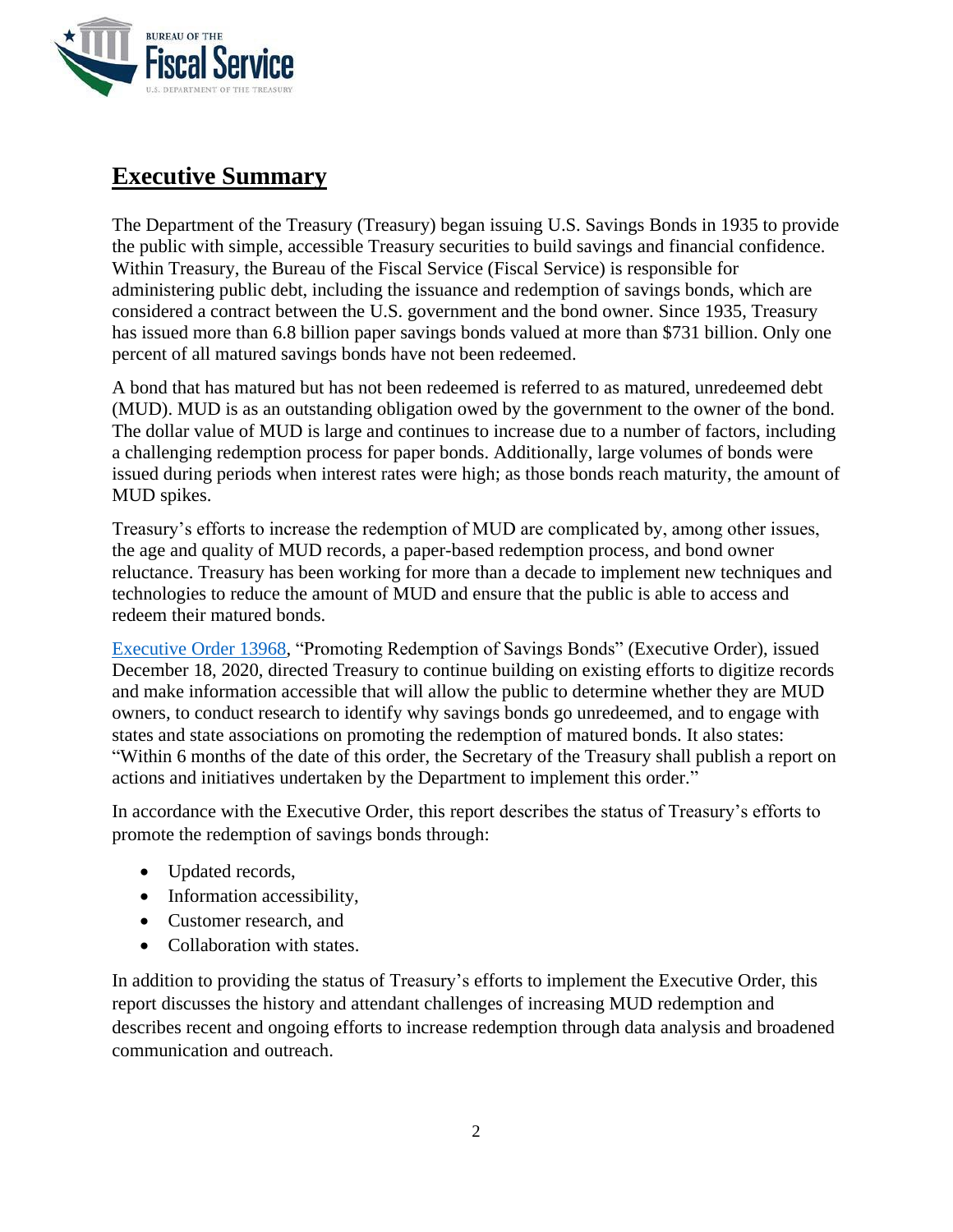## Executive Summary

The Department of the Treasury (Treasury) began issuing U.S. Savings Bonds in 1935 to provide the public with simple, accessible Treasury securities to build savings and financial confidence. Within Treasury, the Bureau of the Fiscal Service (Fiscal Service) is responsible for administering public debt, including the issuance and redemption of savings bonds, which are considered a contract between the U.S. government and the bond owner. Since 1935, Treasury has issued more than 6.8 billion paper savings bonds valued at more than $731 billion. Only one percent of all matured savings bonds have not been redeemed.

A bond that has matured but has not been redeemed is referred to as matured, unredeemed debt (MUD). MUD is as an outstanding obligation owed by the government to the owner of the bond. The dollar value of MUD is large and continues to increase due to a number of factors, including a challenging redemption process for paper bonds. Additionally, large volumes of bonds were issued during periods when interest rates were high; as those bonds reach maturity, the amount of MUD spikes.

Treasury's efforts to increase the redemption of MUD are complicated by, among other issues, the age and quality of MUD records, a paper-based redemption process, and bond owner reluctance. Treasury has been working for more than a decade to implement new techniques and technologies to reduce the amount of MUD and ensure that the public is able to access and redeem their matured bonds.

Executive Order 13968, "Promoting Redemption of Savings Bonds" (Executive Order), issued December 18, 2020, directed Treasury to continue building on existing efforts to digitize records and make information accessible that will allow the public to determine whether they are MUD owners, to conduct research to identify why savings bonds go unredeemed, and to engage with states and state associations on promoting the redemption of matured bonds. It also states: "Within 6 months of the date of this order, the Secretary of the Treasury shall publish a report on actions and initiatives undertaken by the Department to implement this order."

In accordance with the Executive Order, this report describes the status of Treasury's efforts to promote the redemption of savings bonds through:

- Updated records,
- Information accessibility,
- Customer research, and
- Collaboration with states.

In addition to providing the status of Treasury's efforts to implement the Executive Order, this report discusses the history and attendant challenges of increasing MUD redemption and describes recent and ongoing efforts to increase redemption through data analysis and broadened communication and outreach.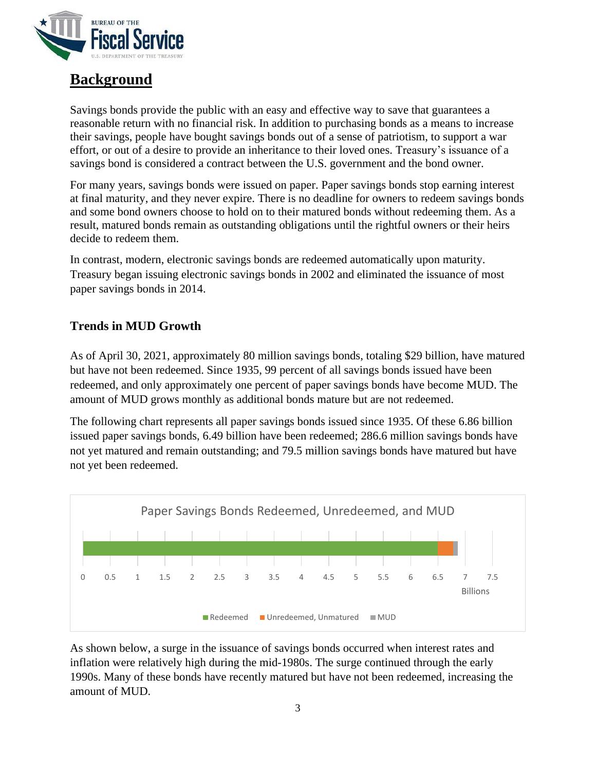## Background

Savings bonds provide the public with an easy and effective way to save that guarantees a reasonable return with no financial risk. In addition to purchasing bonds as a means to increase their savings, people have bought savings bonds out of a sense of patriotism, to support a war effort, or out of a desire to provide an inheritance to their loved ones. Treasury's issuance of a savings bond is considered a contract between the U.S. government and the bond owner.

For many years, savings bonds were issued on paper. Paper savings bonds stop earning interest at final maturity, and they never expire. There is no deadline for owners to redeem savings bonds and some bond owners choose to hold on to their matured bonds without redeeming them. As a result, matured bonds remain as outstanding obligations until the rightful owners or their heirs decide to redeem them.

In contrast, modern, electronic savings bonds are redeemed automatically upon maturity. Treasury began issuing electronic savings bonds in 2002 and eliminated the issuance of most paper savings bonds in 2014.

### Trends in MUD Growth

As of April 30, 2021, approximately 80 million savings bonds, totaling $29 billion, have matured but have not been redeemed. Since 1935, 99 percent of all savings bonds issued have been redeemed, and only approximately one percent of paper savings bonds have become MUD. The amount of MUD grows monthly as additional bonds mature but are not redeemed.

The following chart represents all paper savings bonds issued since 1935. Of these 6.86 billion issued paper savings bonds, 6.49 billion have been redeemed; 286.6 million savings bonds have not yet matured and remain outstanding; and 79.5 million savings bonds have matured but have not yet been redeemed.

Paper Savings Bonds Redeemed, Unredeemed, and MUD

(Billions; legend: Redeemed, Unredeemed, Unmatured, MUD)

As shown below, a surge in the issuance of savings bonds occurred when interest rates and inflation were relatively high during the mid-1980s. The surge continued through the early 1990s. Many of these bonds have recently matured but have not been redeemed, increasing the amount of MUD.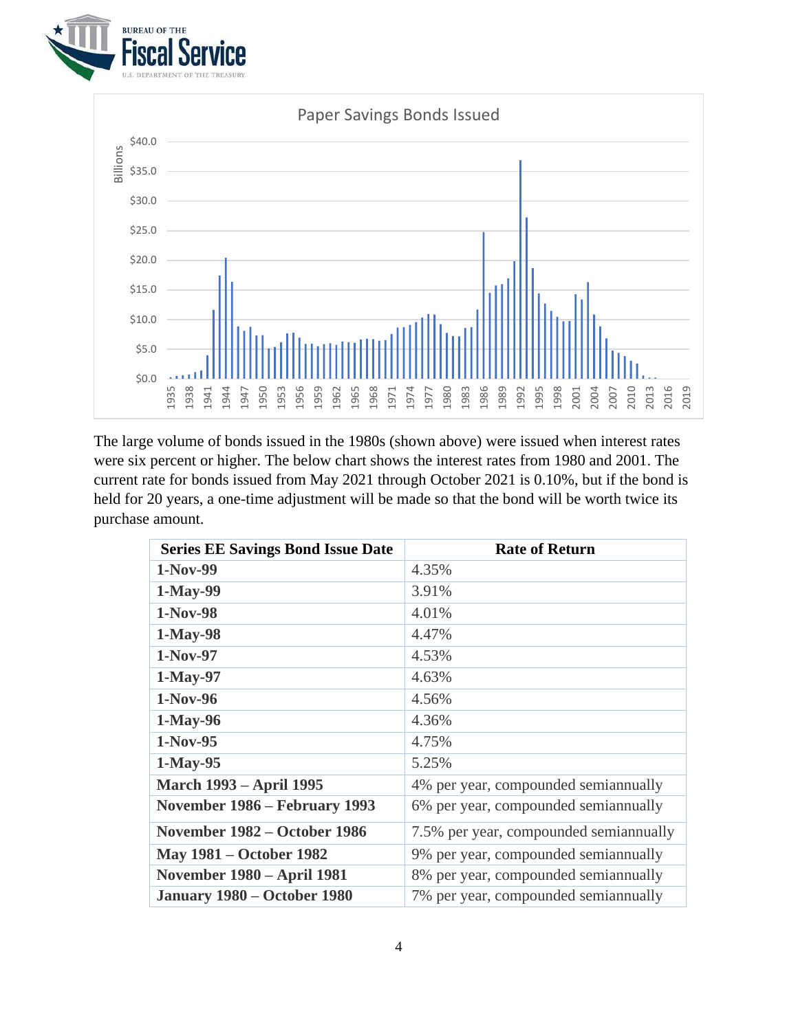Paper Savings Bonds Issued

The large volume of bonds issued in the 1980s (shown above) were issued when interest rates were six percent or higher. The below chart shows the interest rates from 1980 and 2001. The current rate for bonds issued from May 2021 through October 2021 is 0.10%, but if the bond is held for 20 years, a one-time adjustment will be made so that the bond will be worth twice its purchase amount.

| Series EE Savings Bond Issue Date | Rate of Return |
|---|---|
| **1-Nov-99** | 4.35% |
| **1-May-99** | 3.91% |
| **1-Nov-98** | 4.01% |
| **1-May-98** | 4.47% |
| **1-Nov-97** | 4.53% |
| **1-May-97** | 4.63% |
| **1-Nov-96** | 4.56% |
| **1-May-96** | 4.36% |
| **1-Nov-95** | 4.75% |
| **1-May-95** | 5.25% |
| **March 1993 – April 1995** | 4% per year, compounded semiannually |
| **November 1986 – February 1993** | 6% per year, compounded semiannually |
| **November 1982 – October 1986** | 7.5% per year, compounded semiannually |
| **May 1981 – October 1982** | 9% per year, compounded semiannually |
| **November 1980 – April 1981** | 8% per year, compounded semiannually |
| **January 1980 – October 1980** | 7% per year, compounded semiannually |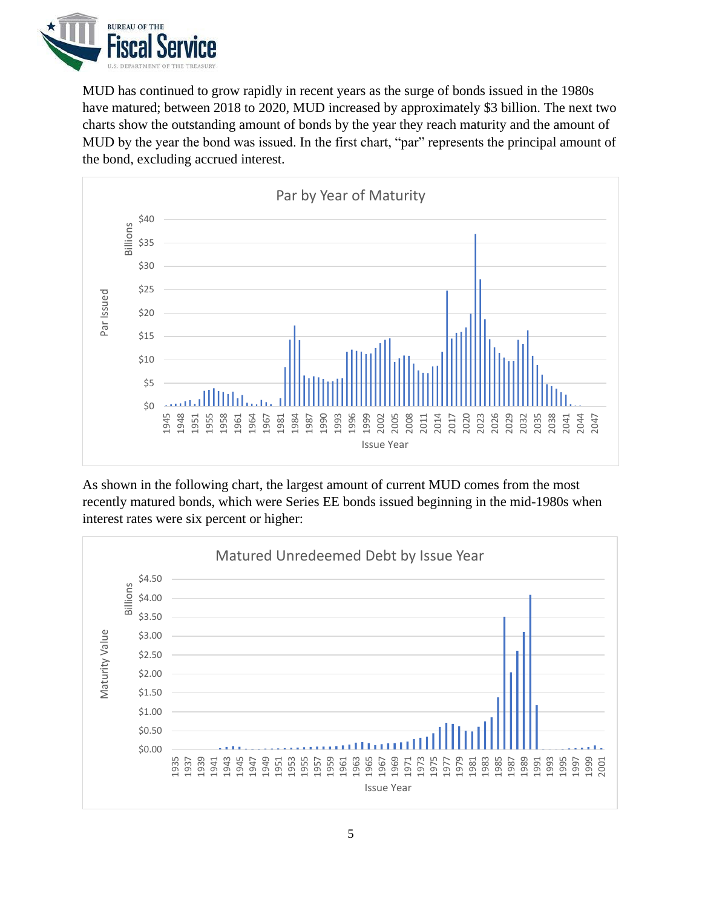MUD has continued to grow rapidly in recent years as the surge of bonds issued in the 1980s have matured; between 2018 to 2020, MUD increased by approximately $3 billion. The next two charts show the outstanding amount of bonds by the year they reach maturity and the amount of MUD by the year the bond was issued. In the first chart, "par" represents the principal amount of the bond, excluding accrued interest.

As shown in the following chart, the largest amount of current MUD comes from the most recently matured bonds, which were Series EE bonds issued beginning in the mid-1980s when interest rates were six percent or higher: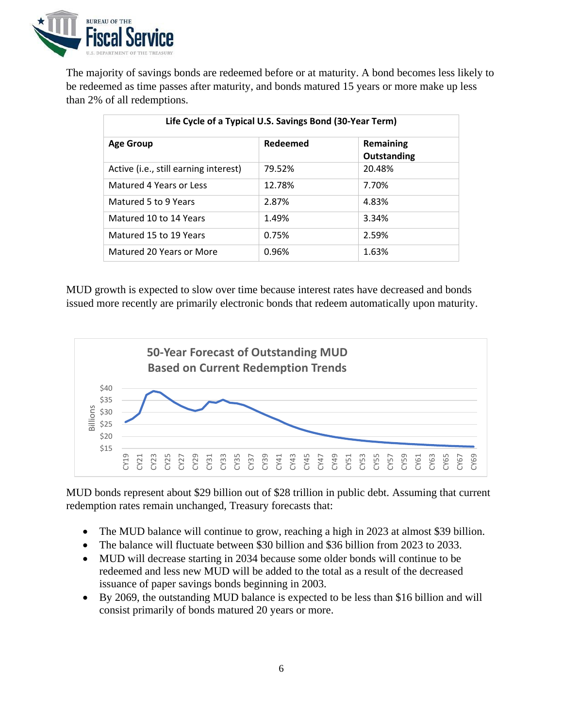The majority of savings bonds are redeemed before or at maturity. A bond becomes less likely to be redeemed as time passes after maturity, and bonds matured 15 years or more make up less than 2% of all redemptions.

| Life Cycle of a Typical U.S. Savings Bond (30-Year Term) | | |
|---|---|---|
| **Age Group** | **Redeemed** | **Remaining Outstanding** |
| Active (i.e., still earning interest) | 79.52% | 20.48% |
| Matured 4 Years or Less | 12.78% | 7.70% |
| Matured 5 to 9 Years | 2.87% | 4.83% |
| Matured 10 to 14 Years | 1.49% | 3.34% |
| Matured 15 to 19 Years | 0.75% | 2.59% |
| Matured 20 Years or More | 0.96% | 1.63% |

MUD growth is expected to slow over time because interest rates have decreased and bonds issued more recently are primarily electronic bonds that redeem automatically upon maturity.

**50-Year Forecast of Outstanding MUD Based on Current Redemption Trends**

MUD bonds represent about $29 billion out of $28 trillion in public debt. Assuming that current redemption rates remain unchanged, Treasury forecasts that:

- The MUD balance will continue to grow, reaching a high in 2023 at almost $39 billion.
- The balance will fluctuate between $30 billion and $36 billion from 2023 to 2033.
- MUD will decrease starting in 2034 because some older bonds will continue to be redeemed and less new MUD will be added to the total as a result of the decreased issuance of paper savings bonds beginning in 2003.
- By 2069, the outstanding MUD balance is expected to be less than $16 billion and will consist primarily of bonds matured 20 years or more.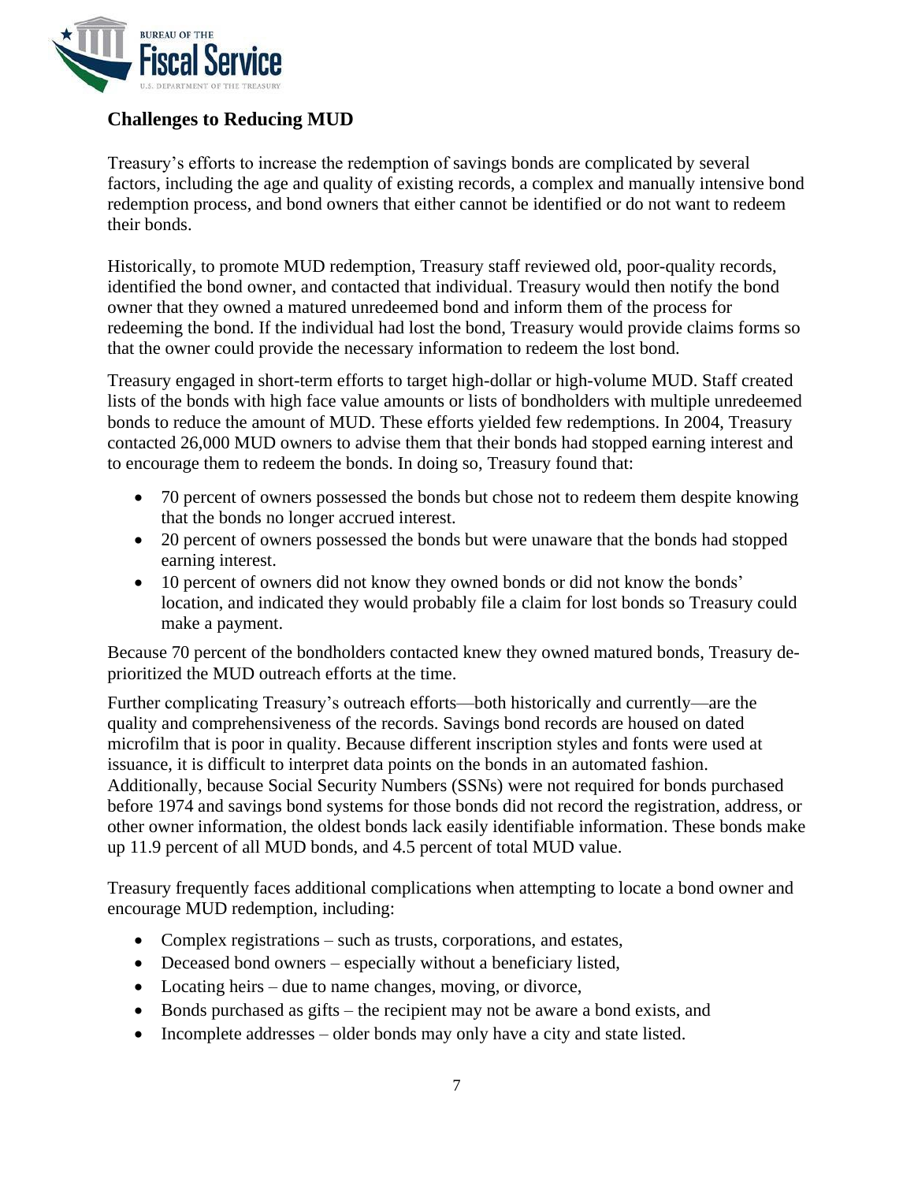## Challenges to Reducing MUD

Treasury's efforts to increase the redemption of savings bonds are complicated by several factors, including the age and quality of existing records, a complex and manually intensive bond redemption process, and bond owners that either cannot be identified or do not want to redeem their bonds.

Historically, to promote MUD redemption, Treasury staff reviewed old, poor-quality records, identified the bond owner, and contacted that individual. Treasury would then notify the bond owner that they owned a matured unredeemed bond and inform them of the process for redeeming the bond. If the individual had lost the bond, Treasury would provide claims forms so that the owner could provide the necessary information to redeem the lost bond.

Treasury engaged in short-term efforts to target high-dollar or high-volume MUD. Staff created lists of the bonds with high face value amounts or lists of bondholders with multiple unredeemed bonds to reduce the amount of MUD. These efforts yielded few redemptions. In 2004, Treasury contacted 26,000 MUD owners to advise them that their bonds had stopped earning interest and to encourage them to redeem the bonds. In doing so, Treasury found that:

- 70 percent of owners possessed the bonds but chose not to redeem them despite knowing that the bonds no longer accrued interest.
- 20 percent of owners possessed the bonds but were unaware that the bonds had stopped earning interest.
- 10 percent of owners did not know they owned bonds or did not know the bonds' location, and indicated they would probably file a claim for lost bonds so Treasury could make a payment.

Because 70 percent of the bondholders contacted knew they owned matured bonds, Treasury de-prioritized the MUD outreach efforts at the time.

Further complicating Treasury's outreach efforts—both historically and currently—are the quality and comprehensiveness of the records. Savings bond records are housed on dated microfilm that is poor in quality. Because different inscription styles and fonts were used at issuance, it is difficult to interpret data points on the bonds in an automated fashion. Additionally, because Social Security Numbers (SSNs) were not required for bonds purchased before 1974 and savings bond systems for those bonds did not record the registration, address, or other owner information, the oldest bonds lack easily identifiable information. These bonds make up 11.9 percent of all MUD bonds, and 4.5 percent of total MUD value.

Treasury frequently faces additional complications when attempting to locate a bond owner and encourage MUD redemption, including:

- Complex registrations – such as trusts, corporations, and estates,
- Deceased bond owners – especially without a beneficiary listed,
- Locating heirs – due to name changes, moving, or divorce,
- Bonds purchased as gifts – the recipient may not be aware a bond exists, and
- Incomplete addresses – older bonds may only have a city and state listed.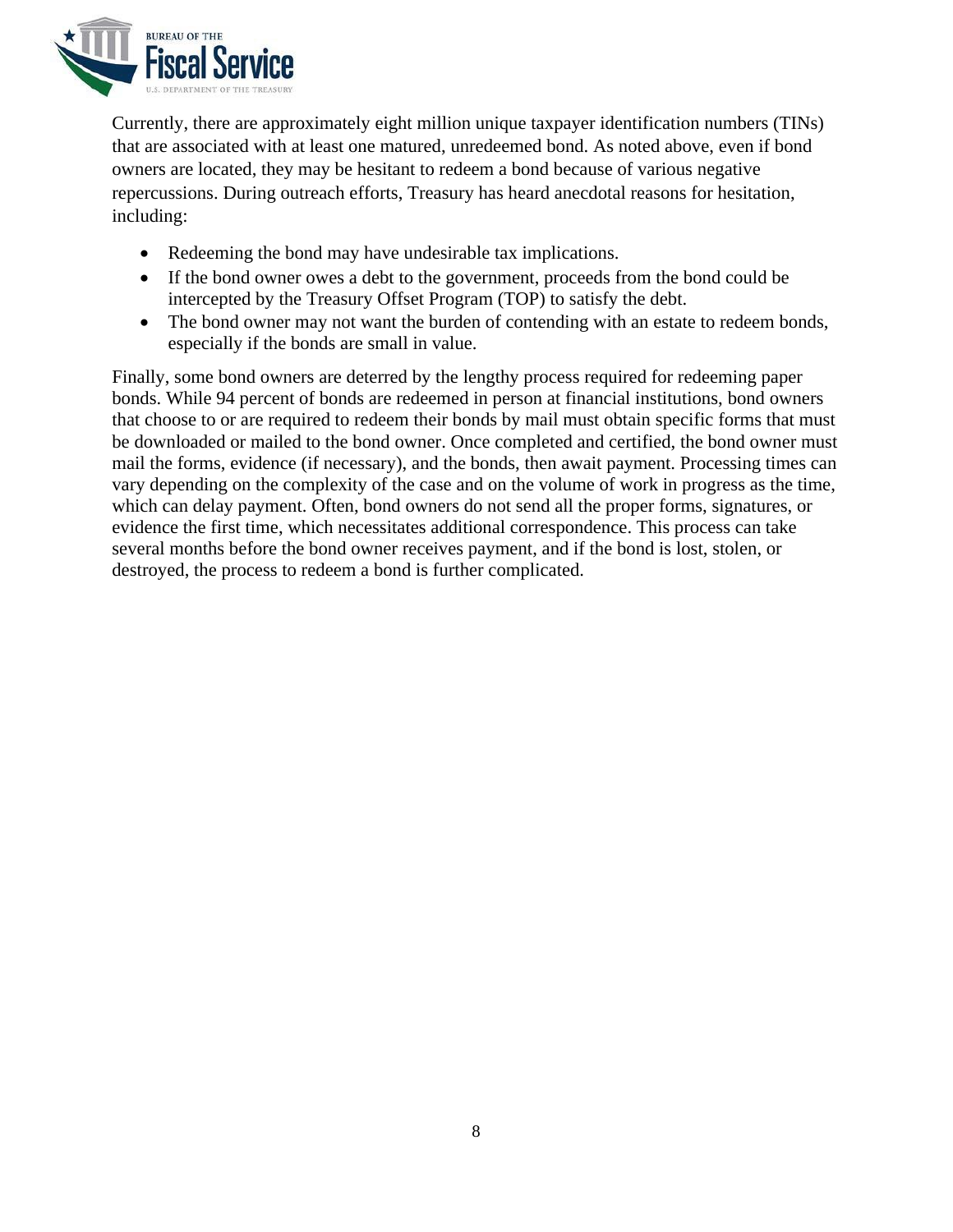Currently, there are approximately eight million unique taxpayer identification numbers (TINs) that are associated with at least one matured, unredeemed bond. As noted above, even if bond owners are located, they may be hesitant to redeem a bond because of various negative repercussions. During outreach efforts, Treasury has heard anecdotal reasons for hesitation, including:

- Redeeming the bond may have undesirable tax implications.
- If the bond owner owes a debt to the government, proceeds from the bond could be intercepted by the Treasury Offset Program (TOP) to satisfy the debt.
- The bond owner may not want the burden of contending with an estate to redeem bonds, especially if the bonds are small in value.

Finally, some bond owners are deterred by the lengthy process required for redeeming paper bonds. While 94 percent of bonds are redeemed in person at financial institutions, bond owners that choose to or are required to redeem their bonds by mail must obtain specific forms that must be downloaded or mailed to the bond owner. Once completed and certified, the bond owner must mail the forms, evidence (if necessary), and the bonds, then await payment. Processing times can vary depending on the complexity of the case and on the volume of work in progress as the time, which can delay payment. Often, bond owners do not send all the proper forms, signatures, or evidence the first time, which necessitates additional correspondence. This process can take several months before the bond owner receives payment, and if the bond is lost, stolen, or destroyed, the process to redeem a bond is further complicated.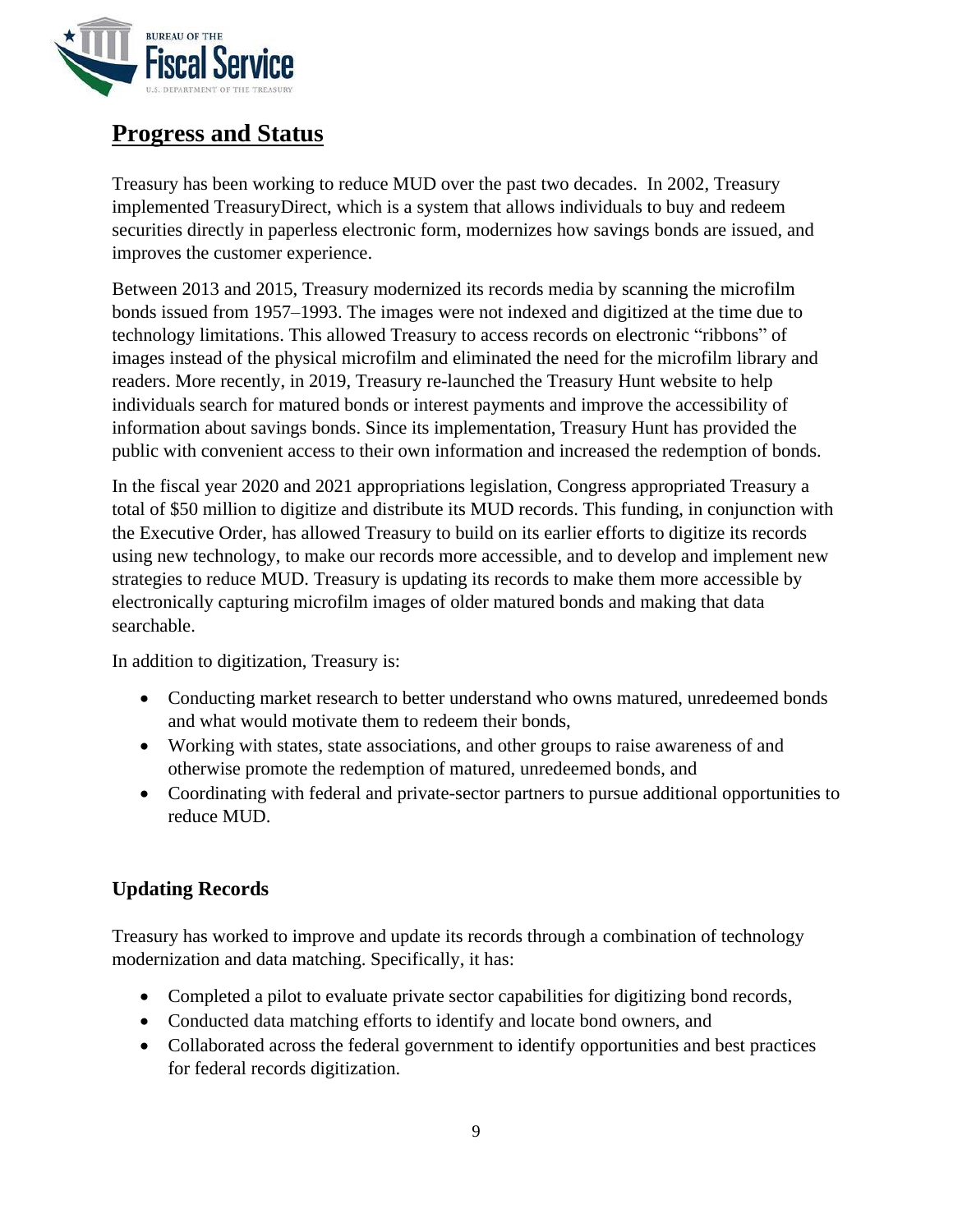## Progress and Status

Treasury has been working to reduce MUD over the past two decades. In 2002, Treasury implemented TreasuryDirect, which is a system that allows individuals to buy and redeem securities directly in paperless electronic form, modernizes how savings bonds are issued, and improves the customer experience.

Between 2013 and 2015, Treasury modernized its records media by scanning the microfilm bonds issued from 1957–1993. The images were not indexed and digitized at the time due to technology limitations. This allowed Treasury to access records on electronic "ribbons" of images instead of the physical microfilm and eliminated the need for the microfilm library and readers. More recently, in 2019, Treasury re-launched the Treasury Hunt website to help individuals search for matured bonds or interest payments and improve the accessibility of information about savings bonds. Since its implementation, Treasury Hunt has provided the public with convenient access to their own information and increased the redemption of bonds.

In the fiscal year 2020 and 2021 appropriations legislation, Congress appropriated Treasury a total of $50 million to digitize and distribute its MUD records. This funding, in conjunction with the Executive Order, has allowed Treasury to build on its earlier efforts to digitize its records using new technology, to make our records more accessible, and to develop and implement new strategies to reduce MUD. Treasury is updating its records to make them more accessible by electronically capturing microfilm images of older matured bonds and making that data searchable.

In addition to digitization, Treasury is:

- Conducting market research to better understand who owns matured, unredeemed bonds and what would motivate them to redeem their bonds,
- Working with states, state associations, and other groups to raise awareness of and otherwise promote the redemption of matured, unredeemed bonds, and
- Coordinating with federal and private-sector partners to pursue additional opportunities to reduce MUD.

### Updating Records

Treasury has worked to improve and update its records through a combination of technology modernization and data matching. Specifically, it has:

- Completed a pilot to evaluate private sector capabilities for digitizing bond records,
- Conducted data matching efforts to identify and locate bond owners, and
- Collaborated across the federal government to identify opportunities and best practices for federal records digitization.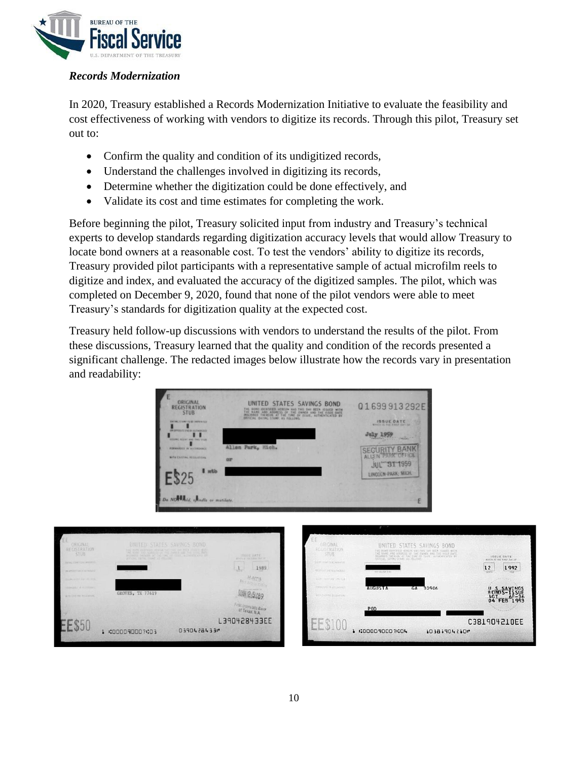### *Records Modernization*

In 2020, Treasury established a Records Modernization Initiative to evaluate the feasibility and cost effectiveness of working with vendors to digitize its records. Through this pilot, Treasury set out to:

- Confirm the quality and condition of its undigitized records,
- Understand the challenges involved in digitizing its records,
- Determine whether the digitization could be done effectively, and
- Validate its cost and time estimates for completing the work.

Before beginning the pilot, Treasury solicited input from industry and Treasury's technical experts to develop standards regarding digitization accuracy levels that would allow Treasury to locate bond owners at a reasonable cost. To test the vendors' ability to digitize its records, Treasury provided pilot participants with a representative sample of actual microfilm reels to digitize and index, and evaluated the accuracy of the digitized samples. The pilot, which was completed on December 9, 2020, found that none of the pilot vendors were able to meet Treasury's standards for digitization quality at the expected cost.

Treasury held follow-up discussions with vendors to understand the results of the pilot. From these discussions, Treasury learned that the quality and condition of the records presented a significant challenge. The redacted images below illustrate how the records vary in presentation and readability: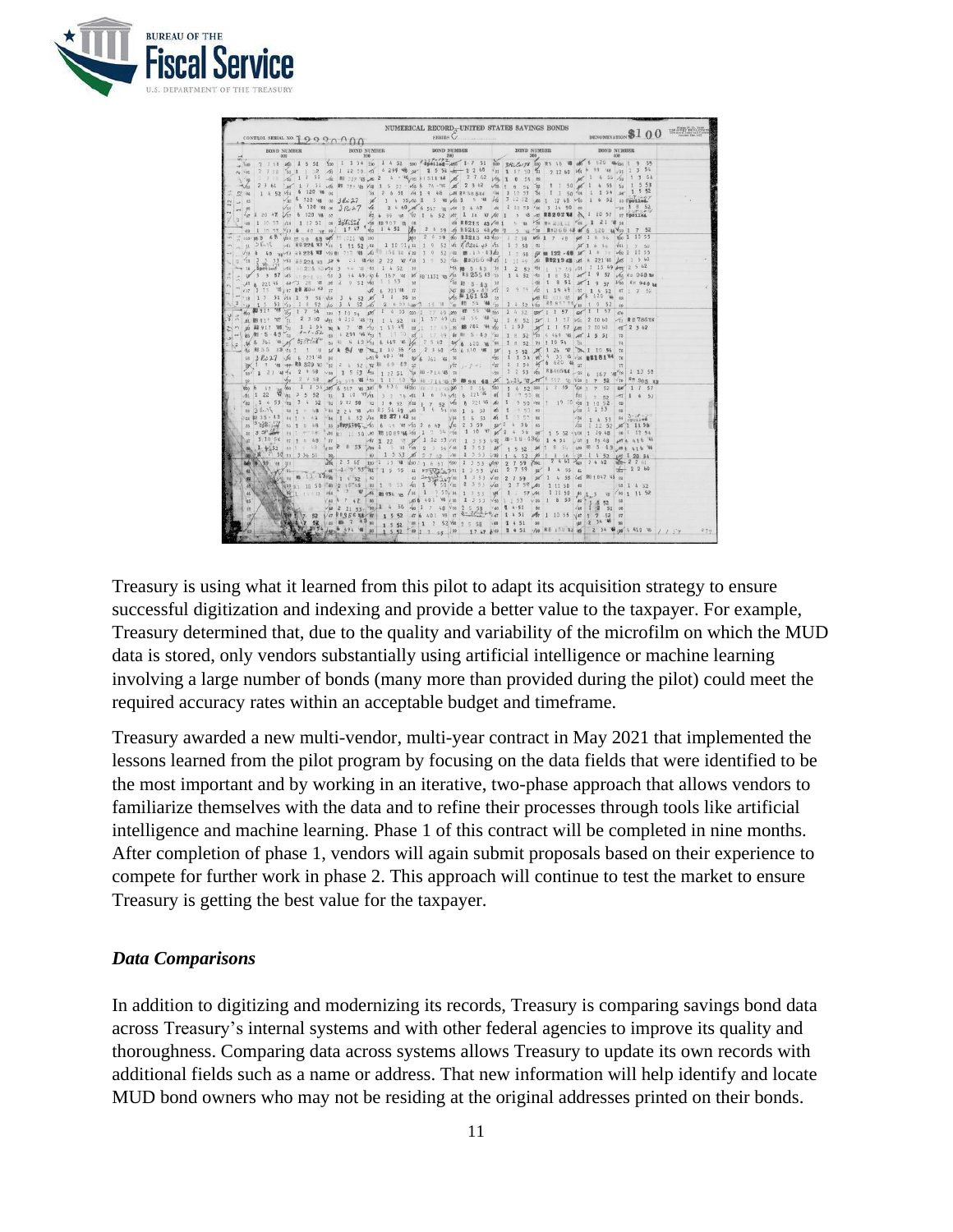Treasury is using what it learned from this pilot to adapt its acquisition strategy to ensure successful digitization and indexing and provide a better value to the taxpayer. For example, Treasury determined that, due to the quality and variability of the microfilm on which the MUD data is stored, only vendors substantially using artificial intelligence or machine learning involving a large number of bonds (many more than provided during the pilot) could meet the required accuracy rates within an acceptable budget and timeframe.

Treasury awarded a new multi-vendor, multi-year contract in May 2021 that implemented the lessons learned from the pilot program by focusing on the data fields that were identified to be the most important and by working in an iterative, two-phase approach that allows vendors to familiarize themselves with the data and to refine their processes through tools like artificial intelligence and machine learning. Phase 1 of this contract will be completed in nine months. After completion of phase 1, vendors will again submit proposals based on their experience to compete for further work in phase 2. This approach will continue to test the market to ensure Treasury is getting the best value for the taxpayer.

### *Data Comparisons*

In addition to digitizing and modernizing its records, Treasury is comparing savings bond data across Treasury's internal systems and with other federal agencies to improve its quality and thoroughness. Comparing data across systems allows Treasury to update its own records with additional fields such as a name or address. That new information will help identify and locate MUD bond owners who may not be residing at the original addresses printed on their bonds.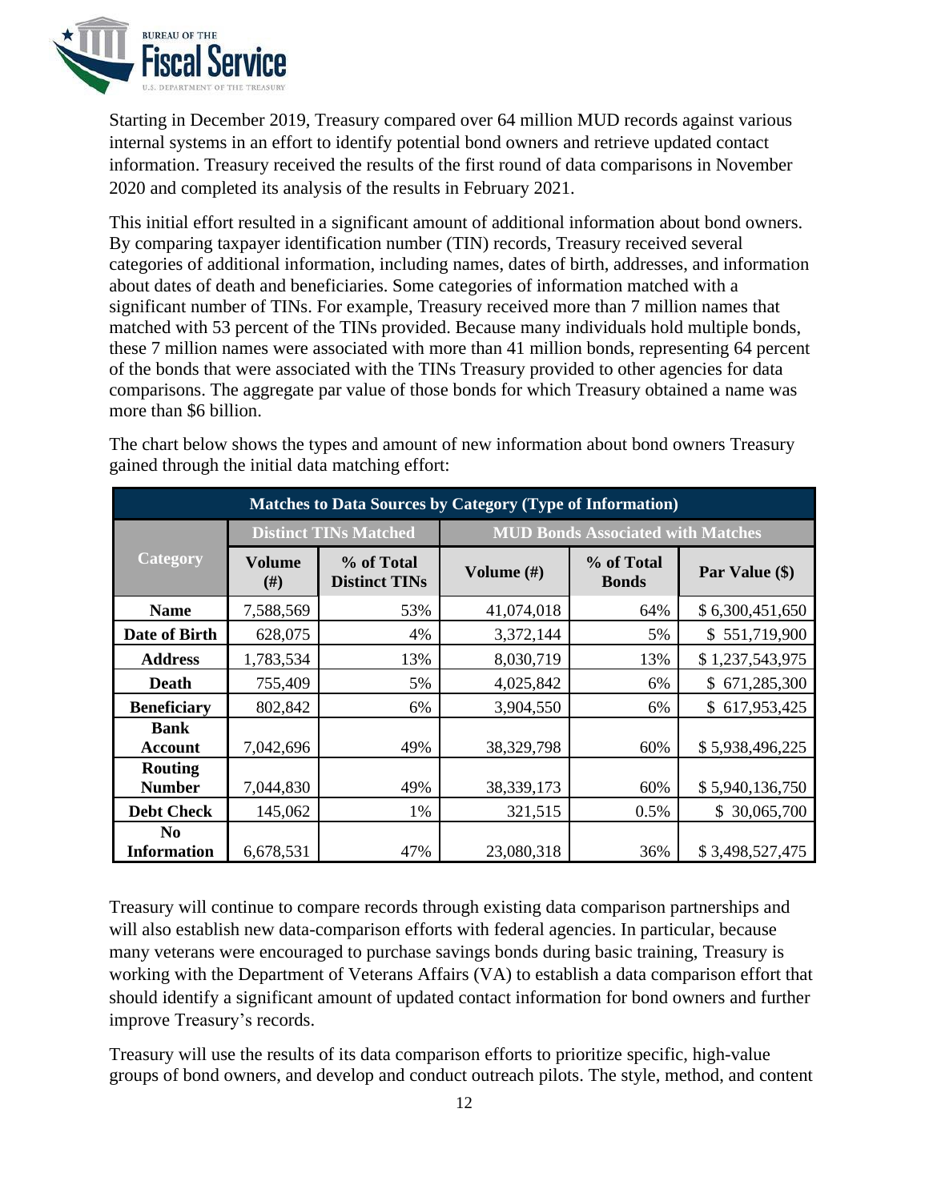Starting in December 2019, Treasury compared over 64 million MUD records against various internal systems in an effort to identify potential bond owners and retrieve updated contact information. Treasury received the results of the first round of data comparisons in November 2020 and completed its analysis of the results in February 2021.

This initial effort resulted in a significant amount of additional information about bond owners. By comparing taxpayer identification number (TIN) records, Treasury received several categories of additional information, including names, dates of birth, addresses, and information about dates of death and beneficiaries. Some categories of information matched with a significant number of TINs. For example, Treasury received more than 7 million names that matched with 53 percent of the TINs provided. Because many individuals hold multiple bonds, these 7 million names were associated with more than 41 million bonds, representing 64 percent of the bonds that were associated with the TINs Treasury provided to other agencies for data comparisons. The aggregate par value of those bonds for which Treasury obtained a name was more than $6 billion.

The chart below shows the types and amount of new information about bond owners Treasury gained through the initial data matching effort:

| Matches to Data Sources by Category (Type of Information) | | | | | |
|---|---|---|---|---|---|
| Category | Distinct TINs Matched | | MUD Bonds Associated with Matches | | |
| | Volume (#) | % of Total Distinct TINs | Volume (#) | % of Total Bonds | Par Value ($) |
| **Name** | 7,588,569 | 53% | 41,074,018 | 64% | $ 6,300,451,650 |
| **Date of Birth** | 628,075 | 4% | 3,372,144 | 5% | $ 551,719,900 |
| **Address** | 1,783,534 | 13% | 8,030,719 | 13% | $ 1,237,543,975 |
| **Death** | 755,409 | 5% | 4,025,842 | 6% | $ 671,285,300 |
| **Beneficiary** | 802,842 | 6% | 3,904,550 | 6% | $ 617,953,425 |
| **Bank Account** | 7,042,696 | 49% | 38,329,798 | 60% | $ 5,938,496,225 |
| **Routing Number** | 7,044,830 | 49% | 38,339,173 | 60% | $ 5,940,136,750 |
| **Debt Check** | 145,062 | 1% | 321,515 | 0.5% | $ 30,065,700 |
| **No Information** | 6,678,531 | 47% | 23,080,318 | 36% | $ 3,498,527,475 |

Treasury will continue to compare records through existing data comparison partnerships and will also establish new data-comparison efforts with federal agencies. In particular, because many veterans were encouraged to purchase savings bonds during basic training, Treasury is working with the Department of Veterans Affairs (VA) to establish a data comparison effort that should identify a significant amount of updated contact information for bond owners and further improve Treasury's records.

Treasury will use the results of its data comparison efforts to prioritize specific, high-value groups of bond owners, and develop and conduct outreach pilots. The style, method, and content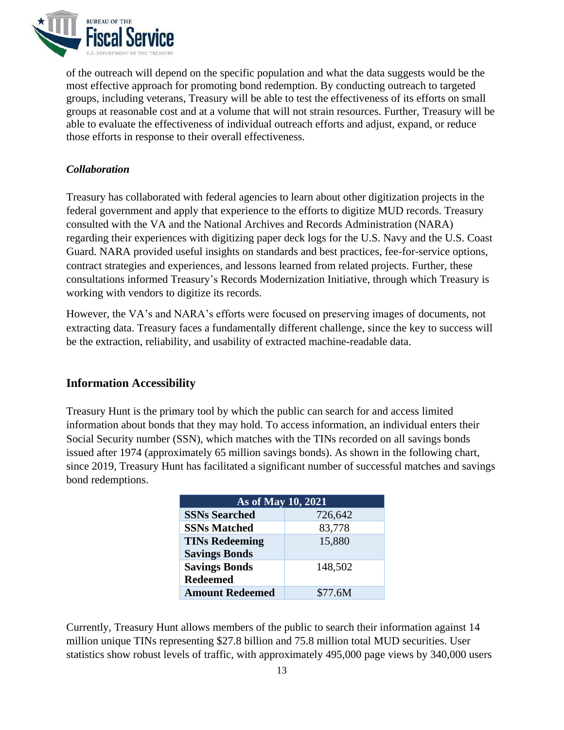of the outreach will depend on the specific population and what the data suggests would be the most effective approach for promoting bond redemption. By conducting outreach to targeted groups, including veterans, Treasury will be able to test the effectiveness of its efforts on small groups at reasonable cost and at a volume that will not strain resources. Further, Treasury will be able to evaluate the effectiveness of individual outreach efforts and adjust, expand, or reduce those efforts in response to their overall effectiveness.

### *Collaboration*

Treasury has collaborated with federal agencies to learn about other digitization projects in the federal government and apply that experience to the efforts to digitize MUD records. Treasury consulted with the VA and the National Archives and Records Administration (NARA) regarding their experiences with digitizing paper deck logs for the U.S. Navy and the U.S. Coast Guard. NARA provided useful insights on standards and best practices, fee-for-service options, contract strategies and experiences, and lessons learned from related projects. Further, these consultations informed Treasury's Records Modernization Initiative, through which Treasury is working with vendors to digitize its records.

However, the VA's and NARA's efforts were focused on preserving images of documents, not extracting data. Treasury faces a fundamentally different challenge, since the key to success will be the extraction, reliability, and usability of extracted machine-readable data.

## Information Accessibility

Treasury Hunt is the primary tool by which the public can search for and access limited information about bonds that they may hold. To access information, an individual enters their Social Security number (SSN), which matches with the TINs recorded on all savings bonds issued after 1974 (approximately 65 million savings bonds). As shown in the following chart, since 2019, Treasury Hunt has facilitated a significant number of successful matches and savings bond redemptions.

| As of May 10, 2021 | |
|---|---|
| **SSNs Searched** | 726,642 |
| **SSNs Matched** | 83,778 |
| **TINs Redeeming Savings Bonds** | 15,880 |
| **Savings Bonds Redeemed** | 148,502 |
| **Amount Redeemed** | $77.6M |

Currently, Treasury Hunt allows members of the public to search their information against 14 million unique TINs representing $27.8 billion and 75.8 million total MUD securities. User statistics show robust levels of traffic, with approximately 495,000 page views by 340,000 users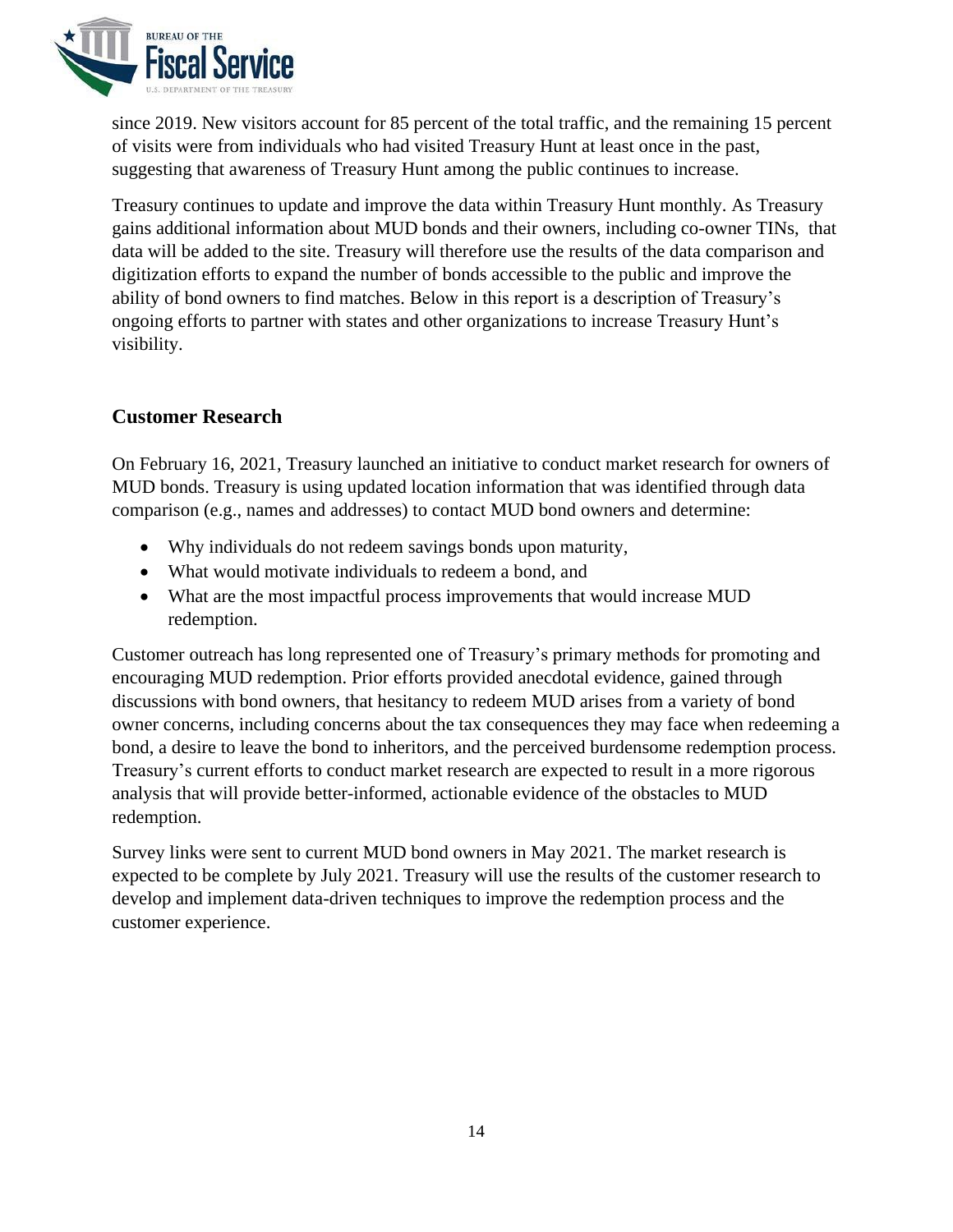since 2019. New visitors account for 85 percent of the total traffic, and the remaining 15 percent of visits were from individuals who had visited Treasury Hunt at least once in the past, suggesting that awareness of Treasury Hunt among the public continues to increase.

Treasury continues to update and improve the data within Treasury Hunt monthly. As Treasury gains additional information about MUD bonds and their owners, including co-owner TINs, that data will be added to the site. Treasury will therefore use the results of the data comparison and digitization efforts to expand the number of bonds accessible to the public and improve the ability of bond owners to find matches. Below in this report is a description of Treasury's ongoing efforts to partner with states and other organizations to increase Treasury Hunt's visibility.

## Customer Research

On February 16, 2021, Treasury launched an initiative to conduct market research for owners of MUD bonds. Treasury is using updated location information that was identified through data comparison (e.g., names and addresses) to contact MUD bond owners and determine:

- Why individuals do not redeem savings bonds upon maturity,
- What would motivate individuals to redeem a bond, and
- What are the most impactful process improvements that would increase MUD redemption.

Customer outreach has long represented one of Treasury's primary methods for promoting and encouraging MUD redemption. Prior efforts provided anecdotal evidence, gained through discussions with bond owners, that hesitancy to redeem MUD arises from a variety of bond owner concerns, including concerns about the tax consequences they may face when redeeming a bond, a desire to leave the bond to inheritors, and the perceived burdensome redemption process. Treasury's current efforts to conduct market research are expected to result in a more rigorous analysis that will provide better-informed, actionable evidence of the obstacles to MUD redemption.

Survey links were sent to current MUD bond owners in May 2021. The market research is expected to be complete by July 2021. Treasury will use the results of the customer research to develop and implement data-driven techniques to improve the redemption process and the customer experience.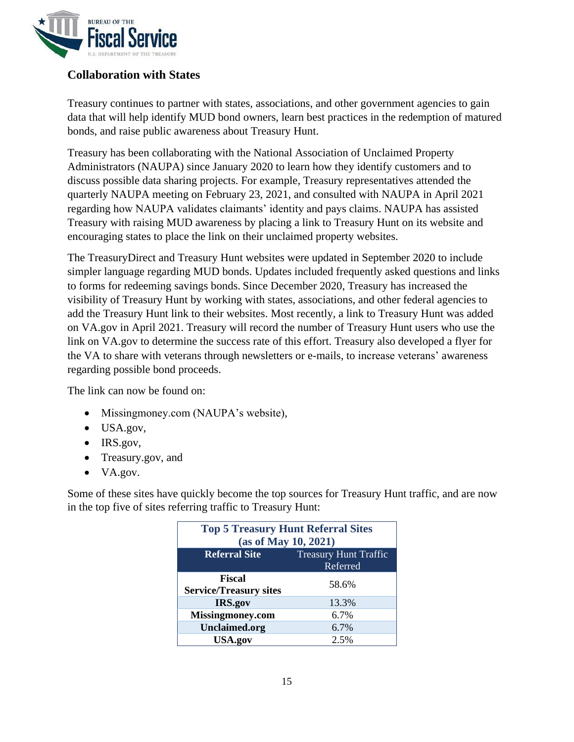## Collaboration with States

Treasury continues to partner with states, associations, and other government agencies to gain data that will help identify MUD bond owners, learn best practices in the redemption of matured bonds, and raise public awareness about Treasury Hunt.

Treasury has been collaborating with the National Association of Unclaimed Property Administrators (NAUPA) since January 2020 to learn how they identify customers and to discuss possible data sharing projects. For example, Treasury representatives attended the quarterly NAUPA meeting on February 23, 2021, and consulted with NAUPA in April 2021 regarding how NAUPA validates claimants' identity and pays claims. NAUPA has assisted Treasury with raising MUD awareness by placing a link to Treasury Hunt on its website and encouraging states to place the link on their unclaimed property websites.

The TreasuryDirect and Treasury Hunt websites were updated in September 2020 to include simpler language regarding MUD bonds. Updates included frequently asked questions and links to forms for redeeming savings bonds. Since December 2020, Treasury has increased the visibility of Treasury Hunt by working with states, associations, and other federal agencies to add the Treasury Hunt link to their websites. Most recently, a link to Treasury Hunt was added on VA.gov in April 2021. Treasury will record the number of Treasury Hunt users who use the link on VA.gov to determine the success rate of this effort. Treasury also developed a flyer for the VA to share with veterans through newsletters or e-mails, to increase veterans' awareness regarding possible bond proceeds.

The link can now be found on:

- Missingmoney.com (NAUPA's website),
- USA.gov,
- IRS.gov,
- Treasury.gov, and
- VA.gov.

Some of these sites have quickly become the top sources for Treasury Hunt traffic, and are now in the top five of sites referring traffic to Treasury Hunt:

**Top 5 Treasury Hunt Referral Sites (as of May 10, 2021)**

| Referral Site | Treasury Hunt Traffic Referred |
|---|---|
| **Fiscal Service/Treasury sites** | 58.6% |
| **IRS.gov** | 13.3% |
| **Missingmoney.com** | 6.7% |
| **Unclaimed.org** | 6.7% |
| **USA.gov** | 2.5% |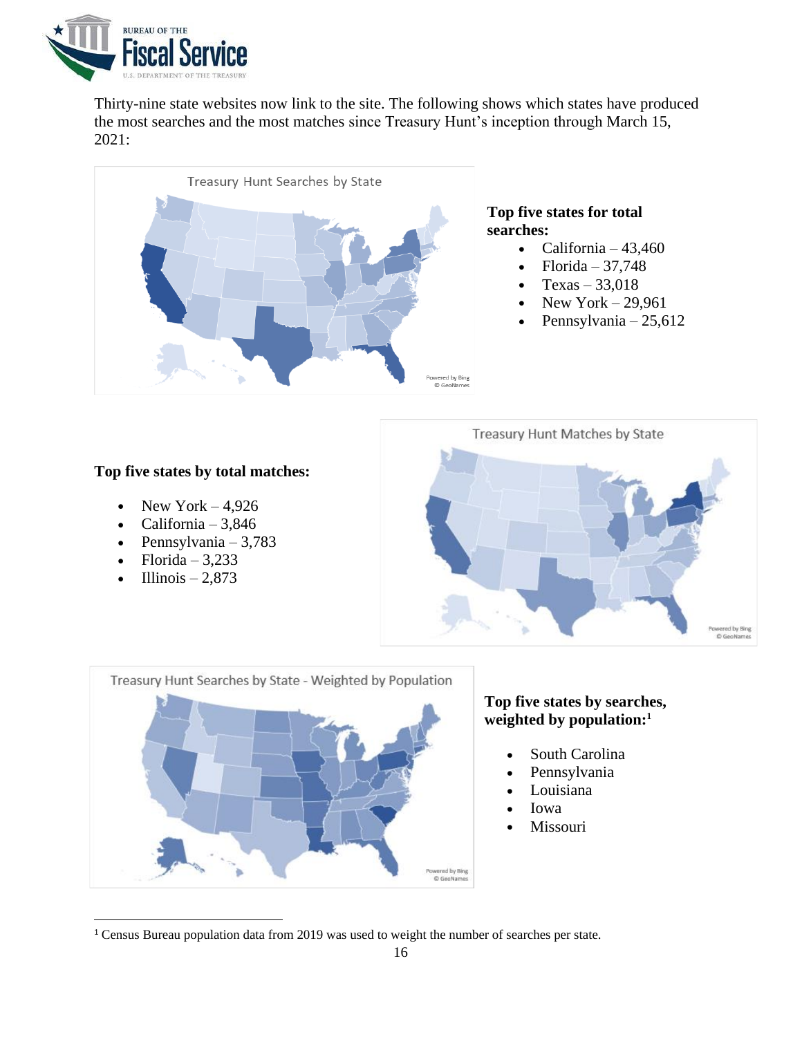Thirty-nine state websites now link to the site. The following shows which states have produced the most searches and the most matches since Treasury Hunt's inception through March 15, 2021:

**Top five states for total searches:**

- California – 43,460
- Florida – 37,748
- Texas – 33,018
- New York – 29,961
- Pennsylvania – 25,612

**Top five states by total matches:**

- New York – 4,926
- California – 3,846
- Pennsylvania – 3,783
- Florida – 3,233
- Illinois – 2,873

**Top five states by searches, weighted by population:**[1]

- South Carolina
- Pennsylvania
- Louisiana
- Iowa
- Missouri

[1] Census Bureau population data from 2019 was used to weight the number of searches per state.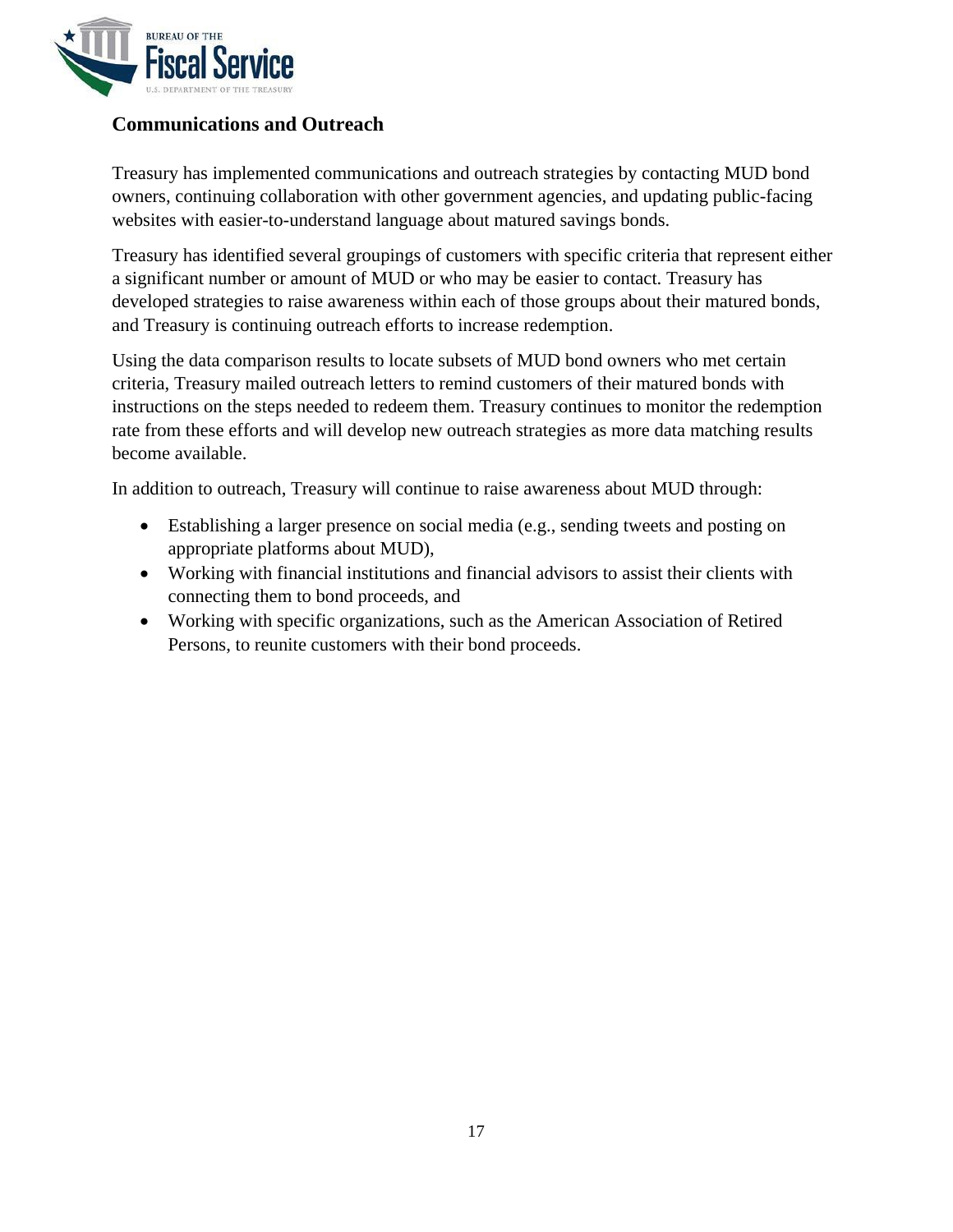## Communications and Outreach

Treasury has implemented communications and outreach strategies by contacting MUD bond owners, continuing collaboration with other government agencies, and updating public-facing websites with easier-to-understand language about matured savings bonds.

Treasury has identified several groupings of customers with specific criteria that represent either a significant number or amount of MUD or who may be easier to contact. Treasury has developed strategies to raise awareness within each of those groups about their matured bonds, and Treasury is continuing outreach efforts to increase redemption.

Using the data comparison results to locate subsets of MUD bond owners who met certain criteria, Treasury mailed outreach letters to remind customers of their matured bonds with instructions on the steps needed to redeem them. Treasury continues to monitor the redemption rate from these efforts and will develop new outreach strategies as more data matching results become available.

In addition to outreach, Treasury will continue to raise awareness about MUD through:

- Establishing a larger presence on social media (e.g., sending tweets and posting on appropriate platforms about MUD),
- Working with financial institutions and financial advisors to assist their clients with connecting them to bond proceeds, and
- Working with specific organizations, such as the American Association of Retired Persons, to reunite customers with their bond proceeds.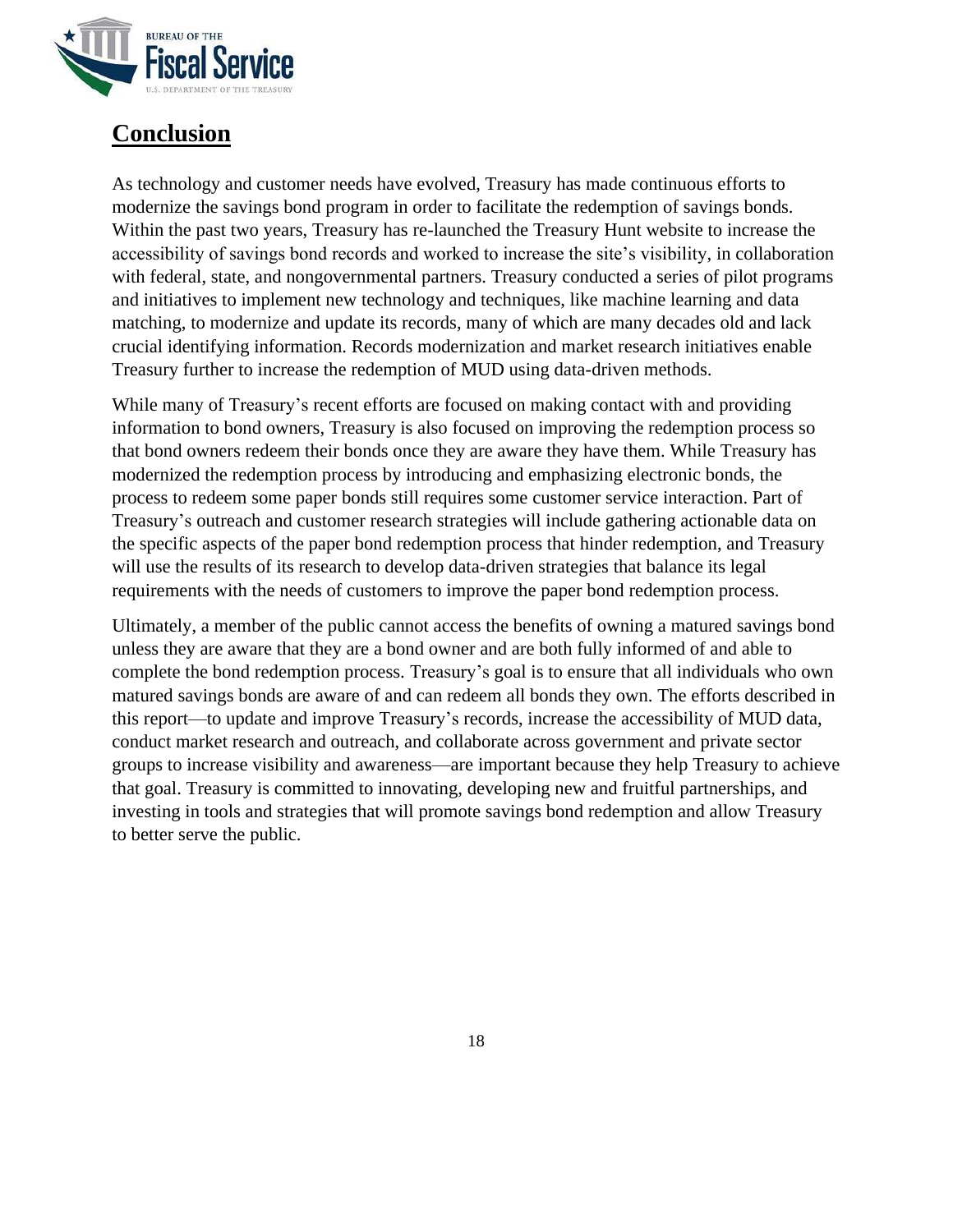## Conclusion

As technology and customer needs have evolved, Treasury has made continuous efforts to modernize the savings bond program in order to facilitate the redemption of savings bonds. Within the past two years, Treasury has re-launched the Treasury Hunt website to increase the accessibility of savings bond records and worked to increase the site's visibility, in collaboration with federal, state, and nongovernmental partners. Treasury conducted a series of pilot programs and initiatives to implement new technology and techniques, like machine learning and data matching, to modernize and update its records, many of which are many decades old and lack crucial identifying information. Records modernization and market research initiatives enable Treasury further to increase the redemption of MUD using data-driven methods.

While many of Treasury's recent efforts are focused on making contact with and providing information to bond owners, Treasury is also focused on improving the redemption process so that bond owners redeem their bonds once they are aware they have them. While Treasury has modernized the redemption process by introducing and emphasizing electronic bonds, the process to redeem some paper bonds still requires some customer service interaction. Part of Treasury's outreach and customer research strategies will include gathering actionable data on the specific aspects of the paper bond redemption process that hinder redemption, and Treasury will use the results of its research to develop data-driven strategies that balance its legal requirements with the needs of customers to improve the paper bond redemption process.

Ultimately, a member of the public cannot access the benefits of owning a matured savings bond unless they are aware that they are a bond owner and are both fully informed of and able to complete the bond redemption process. Treasury's goal is to ensure that all individuals who own matured savings bonds are aware of and can redeem all bonds they own. The efforts described in this report—to update and improve Treasury's records, increase the accessibility of MUD data, conduct market research and outreach, and collaborate across government and private sector groups to increase visibility and awareness—are important because they help Treasury to achieve that goal. Treasury is committed to innovating, developing new and fruitful partnerships, and investing in tools and strategies that will promote savings bond redemption and allow Treasury to better serve the public.